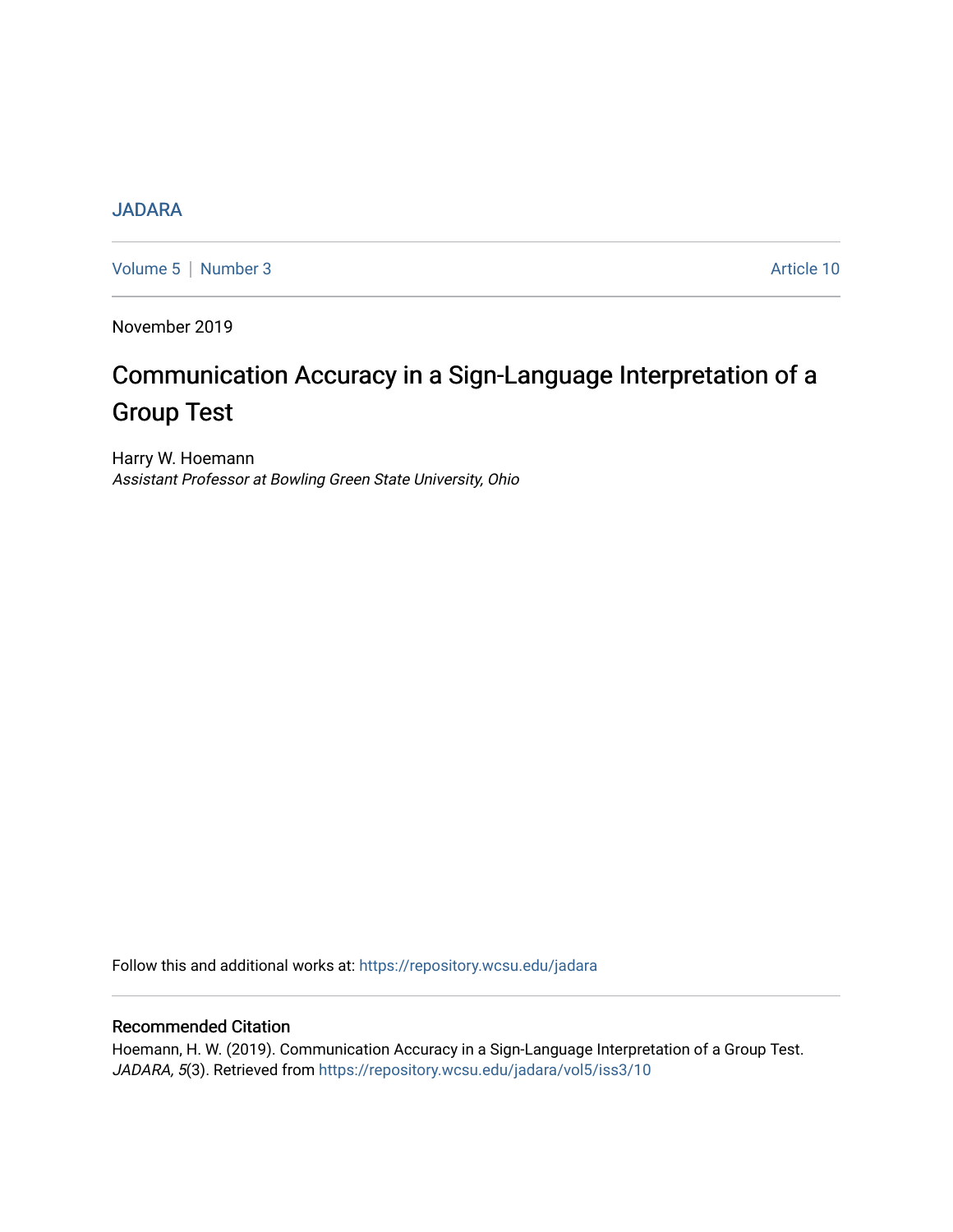JADARA

Volume 5 | Number 3 Article 10

November 2019

# Communication Accuracy in a Sign-Language Interpretation of a Group Test

Harry W. Hoemann
*Assistant Professor at Bowling Green State University, Ohio*

Follow this and additional works at: https://repository.wcsu.edu/jadara

## Recommended Citation

Hoemann, H. W. (2019). Communication Accuracy in a Sign-Language Interpretation of a Group Test. *JADARA, 5*(3). Retrieved from https://repository.wcsu.edu/jadara/vol5/iss3/10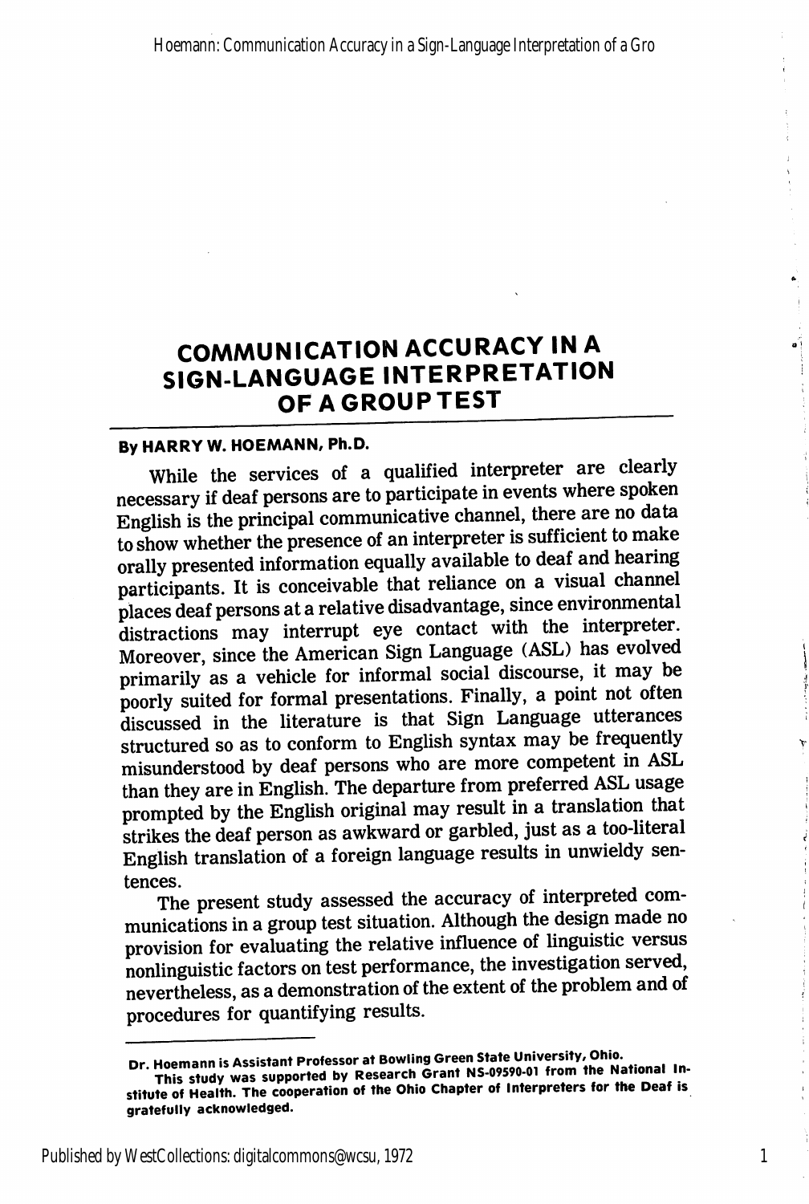# COMMUNICATION ACCURACY IN A SIGN-LANGUAGE INTERPRETATION OF A GROUP TEST

**By HARRY W. HOEMANN, Ph.D.**

While the services of a qualified interpreter are clearly necessary if deaf persons are to participate in events where spoken English is the principal communicative channel, there are no data to show whether the presence of an interpreter is sufficient to make orally presented information equally available to deaf and hearing participants. It is conceivable that reliance on a visual channel places deaf persons at a relative disadvantage, since environmental distractions may interrupt eye contact with the interpreter. Moreover, since the American Sign Language (ASL) has evolved primarily as a vehicle for informal social discourse, it may be poorly suited for formal presentations. Finally, a point not often discussed in the literature is that Sign Language utterances structured so as to conform to English syntax may be frequently misunderstood by deaf persons who are more competent in ASL than they are in English. The departure from preferred ASL usage prompted by the English original may result in a translation that strikes the deaf person as awkward or garbled, just as a too-literal English translation of a foreign language results in unwieldy sentences.

The present study assessed the accuracy of interpreted communications in a group test situation. Although the design made no provision for evaluating the relative influence of linguistic versus nonlinguistic factors on test performance, the investigation served, nevertheless, as a demonstration of the extent of the problem and of procedures for quantifying results.

---

**Dr. Hoemann is Assistant Professor at Bowling Green State University, Ohio.**

**This study was supported by Research Grant NS-09590-01 from the National Institute of Health. The cooperation of the Ohio Chapter of Interpreters for the Deaf is gratefully acknowledged.**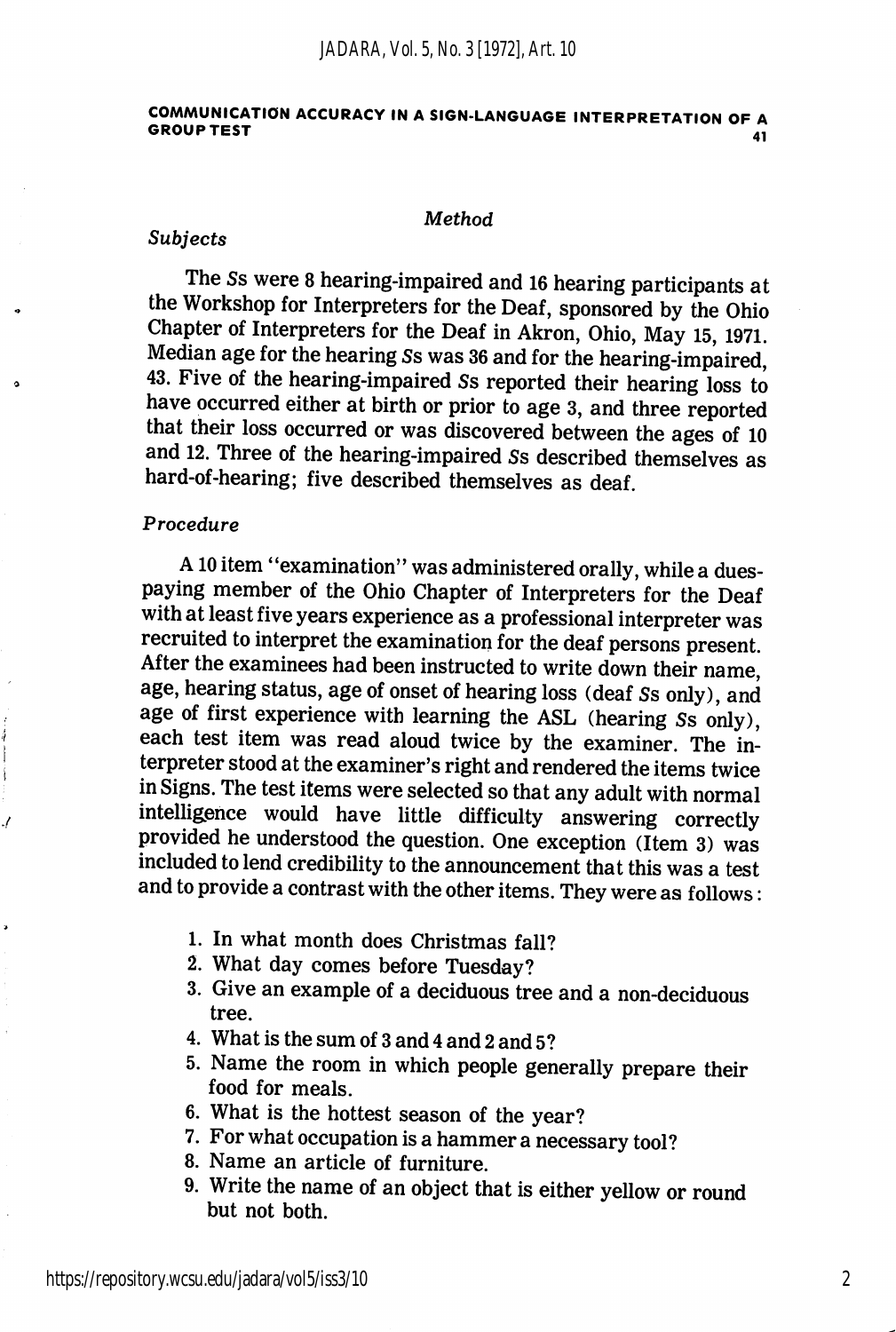## Method

### *Subjects*

The *S*s were 8 hearing-impaired and 16 hearing participants at the Workshop for Interpreters for the Deaf, sponsored by the Ohio Chapter of Interpreters for the Deaf in Akron, Ohio, May 15, 1971. Median age for the hearing *S*s was 36 and for the hearing-impaired, 43. Five of the hearing-impaired *S*s reported their hearing loss to have occurred either at birth or prior to age 3, and three reported that their loss occurred or was discovered between the ages of 10 and 12. Three of the hearing-impaired *S*s described themselves as hard-of-hearing; five described themselves as deaf.

### *Procedure*

A 10 item "examination" was administered orally, while a dues-paying member of the Ohio Chapter of Interpreters for the Deaf with at least five years experience as a professional interpreter was recruited to interpret the examination for the deaf persons present. After the examinees had been instructed to write down their name, age, hearing status, age of onset of hearing loss (deaf *S*s only), and age of first experience with learning the ASL (hearing *S*s only), each test item was read aloud twice by the examiner. The interpreter stood at the examiner's right and rendered the items twice in Signs. The test items were selected so that any adult with normal intelligence would have little difficulty answering correctly provided he understood the question. One exception (Item 3) was included to lend credibility to the announcement that this was a test and to provide a contrast with the other items. They were as follows:

1. In what month does Christmas fall?
2. What day comes before Tuesday?
3. Give an example of a deciduous tree and a non-deciduous tree.
4. What is the sum of 3 and 4 and 2 and 5?
5. Name the room in which people generally prepare their food for meals.
6. What is the hottest season of the year?
7. For what occupation is a hammer a necessary tool?
8. Name an article of furniture.
9. Write the name of an object that is either yellow or round but not both.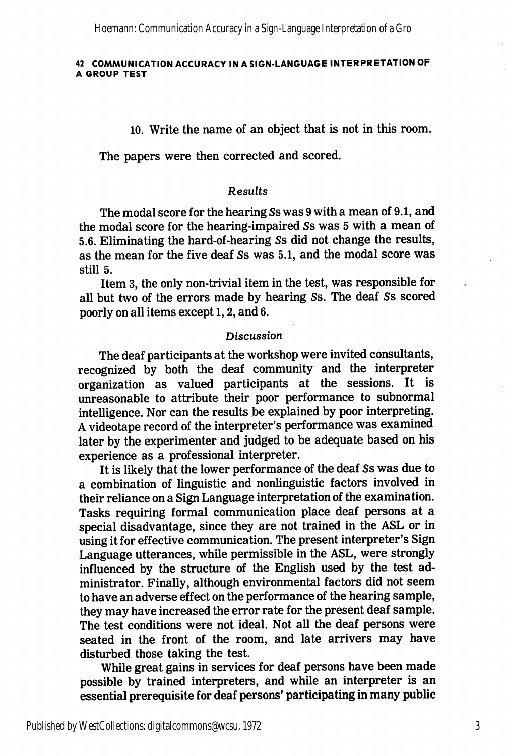10. Write the name of an object that is not in this room.

The papers were then corrected and scored.

### *Results*

The modal score for the hearing *S*s was 9 with a mean of 9.1, and the modal score for the hearing-impaired *S*s was 5 with a mean of 5.6. Eliminating the hard-of-hearing *S*s did not change the results, as the mean for the five deaf *S*s was 5.1, and the modal score was still 5.

Item 3, the only non-trivial item in the test, was responsible for all but two of the errors made by hearing *S*s. The deaf *S*s scored poorly on all items except 1, 2, and 6.

### *Discussion*

The deaf participants at the workshop were invited consultants, recognized by both the deaf community and the interpreter organization as valued participants at the sessions. It is unreasonable to attribute their poor performance to subnormal intelligence. Nor can the results be explained by poor interpreting. A videotape record of the interpreter's performance was examined later by the experimenter and judged to be adequate based on his experience as a professional interpreter.

It is likely that the lower performance of the deaf *S*s was due to a combination of linguistic and nonlinguistic factors involved in their reliance on a Sign Language interpretation of the examination. Tasks requiring formal communication place deaf persons at a special disadvantage, since they are not trained in the ASL or in using it for effective communication. The present interpreter's Sign Language utterances, while permissible in the ASL, were strongly influenced by the structure of the English used by the test administrator. Finally, although environmental factors did not seem to have an adverse effect on the performance of the hearing sample, they may have increased the error rate for the present deaf sample. The test conditions were not ideal. Not all the deaf persons were seated in the front of the room, and late arrivers may have disturbed those taking the test.

While great gains in services for deaf persons have been made possible by trained interpreters, and while an interpreter is an essential prerequisite for deaf persons' participating in many public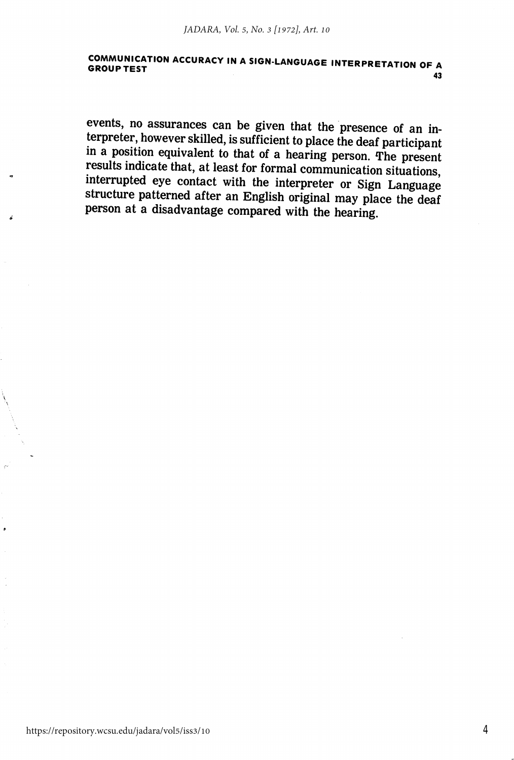events, no assurances can be given that the presence of an interpreter, however skilled, is sufficient to place the deaf participant in a position equivalent to that of a hearing person. The present results indicate that, at least for formal communication situations, interrupted eye contact with the interpreter or Sign Language structure patterned after an English original may place the deaf person at a disadvantage compared with the hearing.